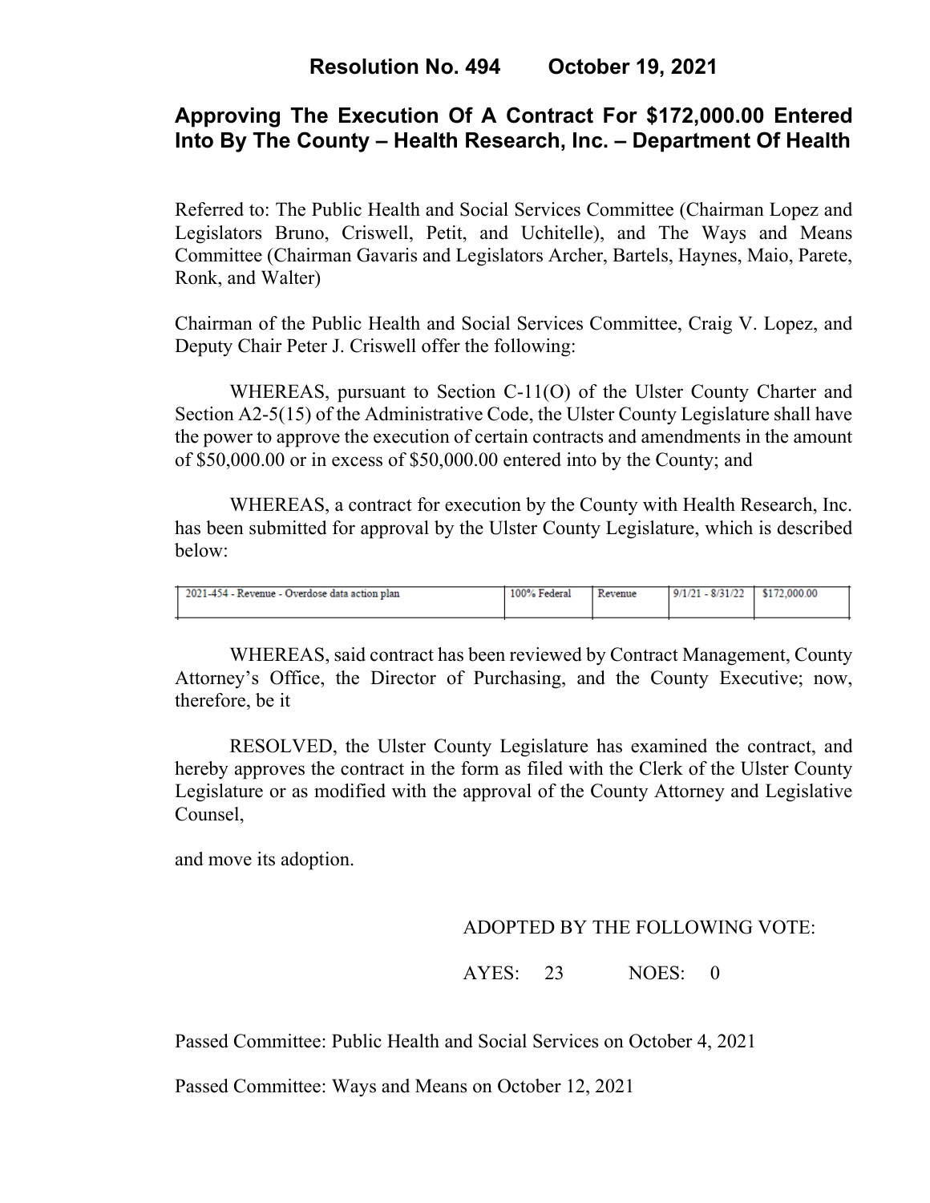# Resolution No. 494 October 19, 2021

## Approving The Execution Of A Contract For $172,000.00 Entered Into By The County – Health Research, Inc. – Department Of Health

Referred to: The Public Health and Social Services Committee (Chairman Lopez and Legislators Bruno, Criswell, Petit, and Uchitelle), and The Ways and Means Committee (Chairman Gavaris and Legislators Archer, Bartels, Haynes, Maio, Parete, Ronk, and Walter)

Chairman of the Public Health and Social Services Committee, Craig V. Lopez, and Deputy Chair Peter J. Criswell offer the following:

WHEREAS, pursuant to Section C-11(O) of the Ulster County Charter and Section A2-5(15) of the Administrative Code, the Ulster County Legislature shall have the power to approve the execution of certain contracts and amendments in the amount of $50,000.00 or in excess of $50,000.00 entered into by the County; and

WHEREAS, a contract for execution by the County with Health Research, Inc. has been submitted for approval by the Ulster County Legislature, which is described below:

| 2021-454 - Revenue - Overdose data action plan | 100% Federal | Revenue | 9/1/21 - 8/31/22 | $172,000.00 |
|---|---|---|---|---|

WHEREAS, said contract has been reviewed by Contract Management, County Attorney's Office, the Director of Purchasing, and the County Executive; now, therefore, be it

RESOLVED, the Ulster County Legislature has examined the contract, and hereby approves the contract in the form as filed with the Clerk of the Ulster County Legislature or as modified with the approval of the County Attorney and Legislative Counsel,

and move its adoption.

ADOPTED BY THE FOLLOWING VOTE:

AYES: 23 NOES: 0

Passed Committee: Public Health and Social Services on October 4, 2021

Passed Committee: Ways and Means on October 12, 2021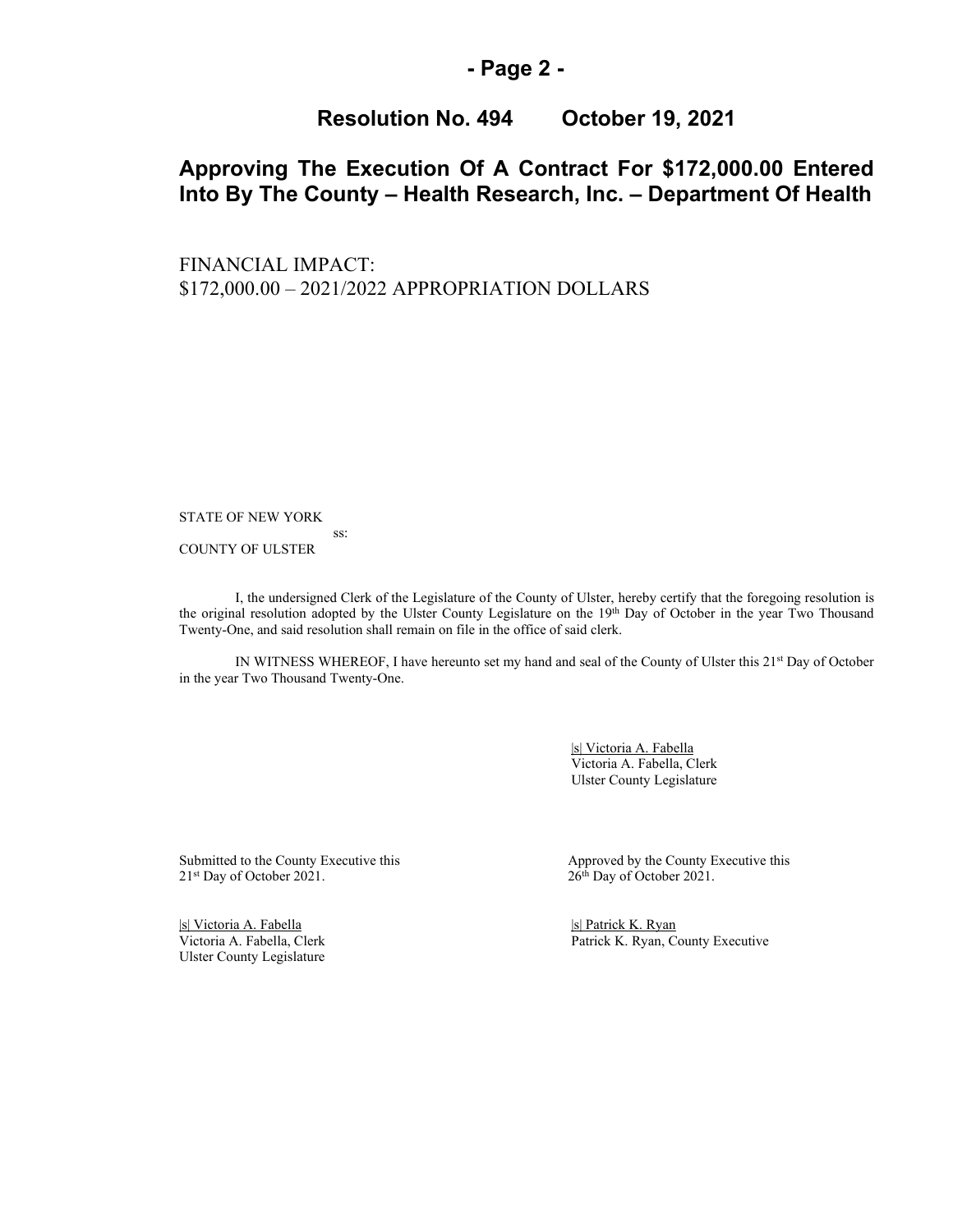## Resolution No. 494 October 19, 2021

## Approving The Execution Of A Contract For $172,000.00 Entered Into By The County – Health Research, Inc. – Department Of Health

FINANCIAL IMPACT:
$172,000.00 – 2021/2022 APPROPRIATION DOLLARS

STATE OF NEW YORK
ss:
COUNTY OF ULSTER

I, the undersigned Clerk of the Legislature of the County of Ulster, hereby certify that the foregoing resolution is the original resolution adopted by the Ulster County Legislature on the 19th Day of October in the year Two Thousand Twenty-One, and said resolution shall remain on file in the office of said clerk.

IN WITNESS WHEREOF, I have hereunto set my hand and seal of the County of Ulster this 21st Day of October in the year Two Thousand Twenty-One.

|s| Victoria A. Fabella
Victoria A. Fabella, Clerk
Ulster County Legislature

Submitted to the County Executive this
21st Day of October 2021.

|s| Victoria A. Fabella
Victoria A. Fabella, Clerk
Ulster County Legislature

Approved by the County Executive this
26th Day of October 2021.

|s| Patrick K. Ryan
Patrick K. Ryan, County Executive